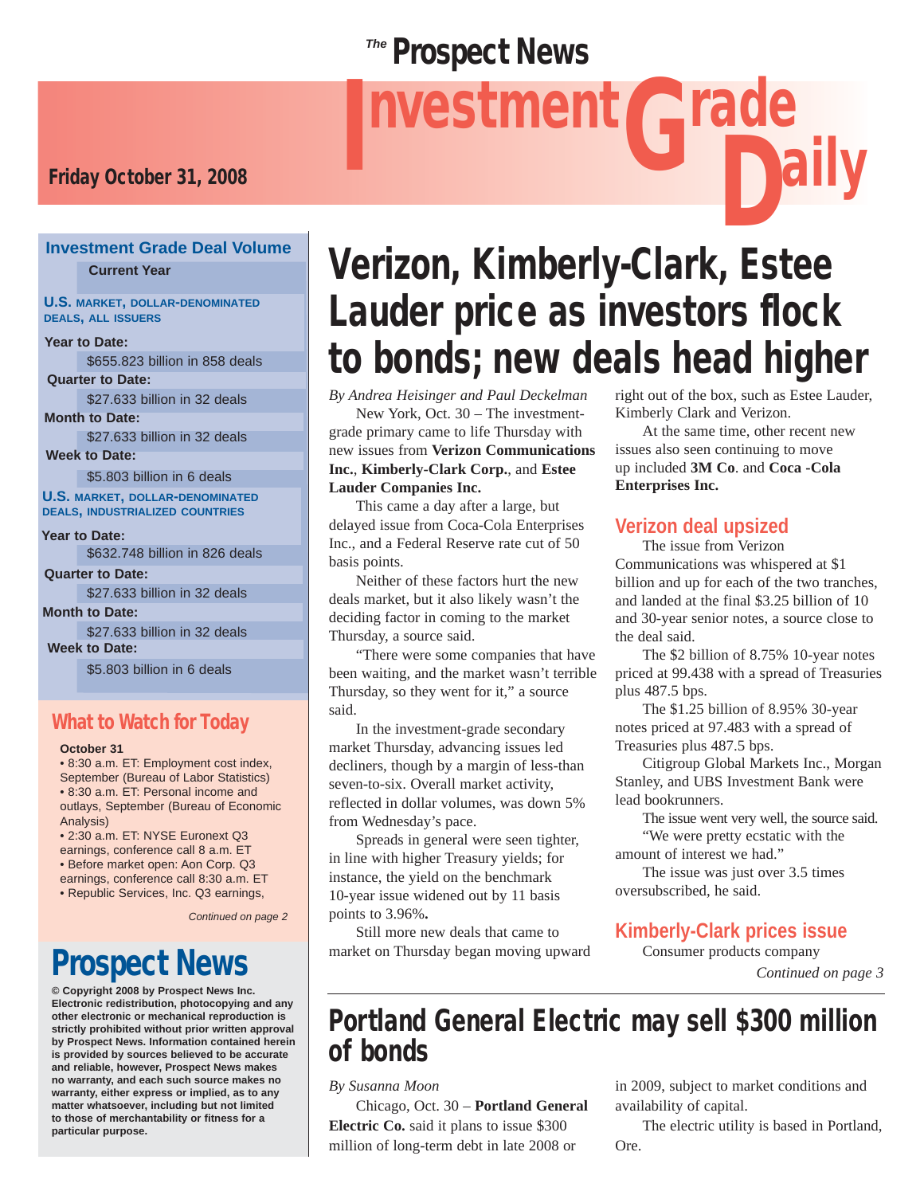# The Prospect News Investment Grade Daily

Friday October 31, 2008

## Investment Grade Deal Volume

**Current Year**

**U.S. MARKET, DOLLAR-DENOMINATED DEALS, ALL ISSUERS**

**Year to Date:**
$655.823 billion in 858 deals

**Quarter to Date:**
$27.633 billion in 32 deals

**Month to Date:**
$27.633 billion in 32 deals

**Week to Date:**
$5.803 billion in 6 deals

**U.S. MARKET, DOLLAR-DENOMINATED DEALS, INDUSTRIALIZED COUNTRIES**

**Year to Date:**
$632.748 billion in 826 deals

**Quarter to Date:**
$27.633 billion in 32 deals

**Month to Date:**
$27.633 billion in 32 deals

**Week to Date:**
$5.803 billion in 6 deals

## What to Watch for Today

**October 31**

- 8:30 a.m. ET: Employment cost index, September (Bureau of Labor Statistics)
- 8:30 a.m. ET: Personal income and outlays, September (Bureau of Economic Analysis)
- 2:30 a.m. ET: NYSE Euronext Q3 earnings, conference call 8 a.m. ET
- Before market open: Aon Corp. Q3 earnings, conference call 8:30 a.m. ET
- Republic Services, Inc. Q3 earnings,

*Continued on page 2*

**Prospect News**

**© Copyright 2008 by Prospect News Inc. Electronic redistribution, photocopying and any other electronic or mechanical reproduction is strictly prohibited without prior written approval by Prospect News. Information contained herein is provided by sources believed to be accurate and reliable, however, Prospect News makes no warranty, and each such source makes no warranty, either express or implied, as to any matter whatsoever, including but not limited to those of merchantability or fitness for a particular purpose.**

# Verizon, Kimberly-Clark, Estee Lauder price as investors flock to bonds; new deals head higher

*By Andrea Heisinger and Paul Deckelman*

New York, Oct. 30 – The investment-grade primary came to life Thursday with new issues from **Verizon Communications Inc.**, **Kimberly-Clark Corp.**, and **Estee Lauder Companies Inc.**

This came a day after a large, but delayed issue from Coca-Cola Enterprises Inc., and a Federal Reserve rate cut of 50 basis points.

Neither of these factors hurt the new deals market, but it also likely wasn't the deciding factor in coming to the market Thursday, a source said.

"There were some companies that have been waiting, and the market wasn't terrible Thursday, so they went for it," a source said.

In the investment-grade secondary market Thursday, advancing issues led decliners, though by a margin of less-than seven-to-six. Overall market activity, reflected in dollar volumes, was down 5% from Wednesday's pace.

Spreads in general were seen tighter, in line with higher Treasury yields; for instance, the yield on the benchmark 10-year issue widened out by 11 basis points to 3.96%.

Still more new deals that came to market on Thursday began moving upward right out of the box, such as Estee Lauder, Kimberly Clark and Verizon.

At the same time, other recent new issues also seen continuing to move up included **3M Co**. and **Coca -Cola Enterprises Inc.**

## Verizon deal upsized

The issue from Verizon Communications was whispered at $1 billion and up for each of the two tranches, and landed at the final $3.25 billion of 10 and 30-year senior notes, a source close to the deal said.

The $2 billion of 8.75% 10-year notes priced at 99.438 with a spread of Treasuries plus 487.5 bps.

The $1.25 billion of 8.95% 30-year notes priced at 97.483 with a spread of Treasuries plus 487.5 bps.

Citigroup Global Markets Inc., Morgan Stanley, and UBS Investment Bank were lead bookrunners.

The issue went very well, the source said.

"We were pretty ecstatic with the amount of interest we had."

The issue was just over 3.5 times oversubscribed, he said.

## Kimberly-Clark prices issue

Consumer products company

*Continued on page 3*

# Portland General Electric may sell $300 million of bonds

*By Susanna Moon*

Chicago, Oct. 30 – **Portland General Electric Co.** said it plans to issue $300 million of long-term debt in late 2008 or in 2009, subject to market conditions and availability of capital.

The electric utility is based in Portland, Ore.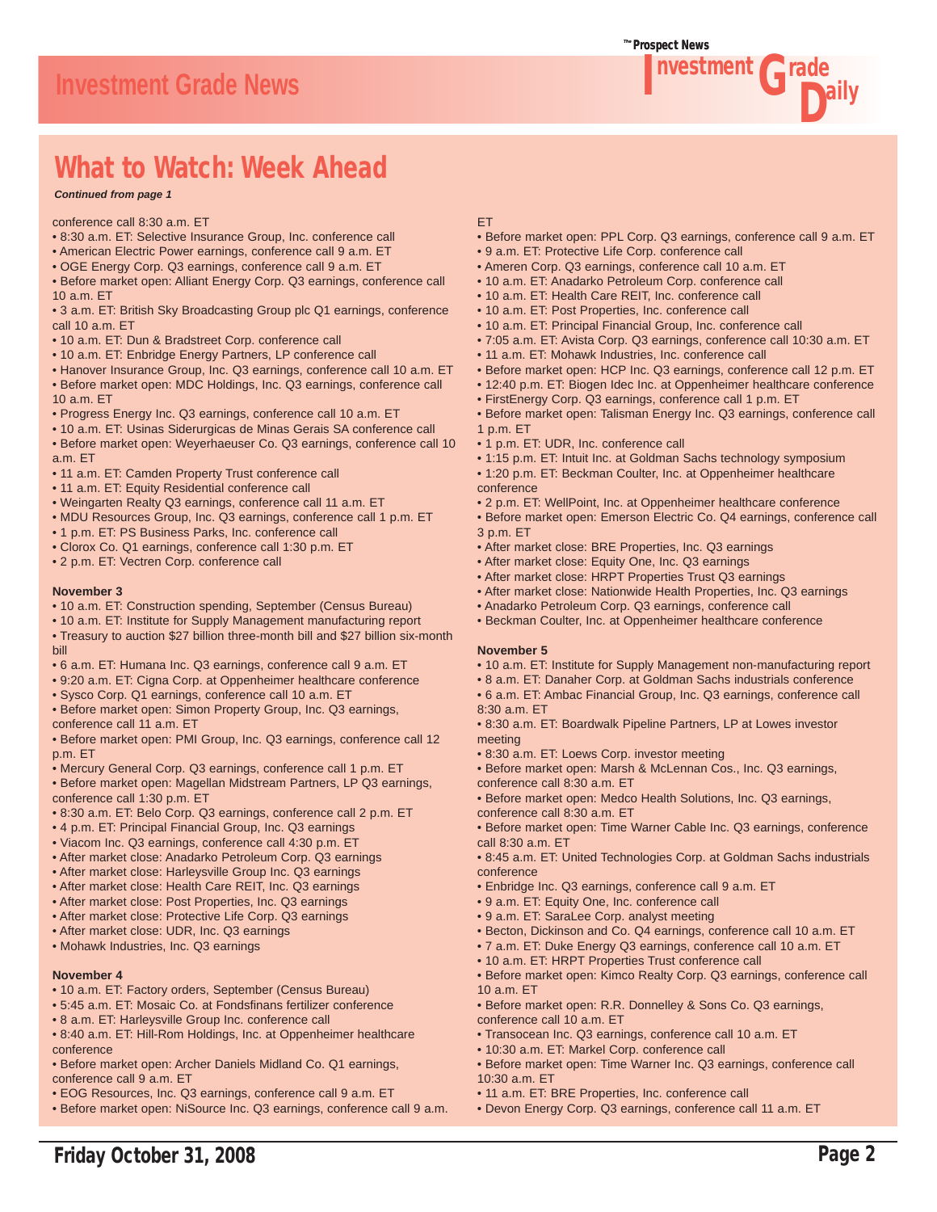## What to Watch: Week Ahead

***Continued from page 1***

conference call 8:30 a.m. ET

- 8:30 a.m. ET: Selective Insurance Group, Inc. conference call
- American Electric Power earnings, conference call 9 a.m. ET
- OGE Energy Corp. Q3 earnings, conference call 9 a.m. ET
- Before market open: Alliant Energy Corp. Q3 earnings, conference call 10 a.m. ET
- 3 a.m. ET: British Sky Broadcasting Group plc Q1 earnings, conference call 10 a.m. ET
- 10 a.m. ET: Dun & Bradstreet Corp. conference call
- 10 a.m. ET: Enbridge Energy Partners, LP conference call
- Hanover Insurance Group, Inc. Q3 earnings, conference call 10 a.m. ET
- Before market open: MDC Holdings, Inc. Q3 earnings, conference call 10 a.m. ET
- Progress Energy Inc. Q3 earnings, conference call 10 a.m. ET
- 10 a.m. ET: Usinas Siderurgicas de Minas Gerais SA conference call
- Before market open: Weyerhaeuser Co. Q3 earnings, conference call 10 a.m. ET
- 11 a.m. ET: Camden Property Trust conference call
- 11 a.m. ET: Equity Residential conference call
- Weingarten Realty Q3 earnings, conference call 11 a.m. ET
- MDU Resources Group, Inc. Q3 earnings, conference call 1 p.m. ET
- 1 p.m. ET: PS Business Parks, Inc. conference call
- Clorox Co. Q1 earnings, conference call 1:30 p.m. ET
- 2 p.m. ET: Vectren Corp. conference call

**November 3**

- 10 a.m. ET: Construction spending, September (Census Bureau)
- 10 a.m. ET: Institute for Supply Management manufacturing report
- Treasury to auction $27 billion three-month bill and $27 billion six-month bill
- 6 a.m. ET: Humana Inc. Q3 earnings, conference call 9 a.m. ET
- 9:20 a.m. ET: Cigna Corp. at Oppenheimer healthcare conference
- Sysco Corp. Q1 earnings, conference call 10 a.m. ET
- Before market open: Simon Property Group, Inc. Q3 earnings, conference call 11 a.m. ET
- Before market open: PMI Group, Inc. Q3 earnings, conference call 12 p.m. ET
- Mercury General Corp. Q3 earnings, conference call 1 p.m. ET
- Before market open: Magellan Midstream Partners, LP Q3 earnings, conference call 1:30 p.m. ET
- 8:30 a.m. ET: Belo Corp. Q3 earnings, conference call 2 p.m. ET
- 4 p.m. ET: Principal Financial Group, Inc. Q3 earnings
- Viacom Inc. Q3 earnings, conference call 4:30 p.m. ET
- After market close: Anadarko Petroleum Corp. Q3 earnings
- After market close: Harleysville Group Inc. Q3 earnings
- After market close: Health Care REIT, Inc. Q3 earnings
- After market close: Post Properties, Inc. Q3 earnings
- After market close: Protective Life Corp. Q3 earnings
- After market close: UDR, Inc. Q3 earnings
- Mohawk Industries, Inc. Q3 earnings

**November 4**

- 10 a.m. ET: Factory orders, September (Census Bureau)
- 5:45 a.m. ET: Mosaic Co. at Fondsfinans fertilizer conference
- 8 a.m. ET: Harleysville Group Inc. conference call
- 8:40 a.m. ET: Hill-Rom Holdings, Inc. at Oppenheimer healthcare conference
- Before market open: Archer Daniels Midland Co. Q1 earnings, conference call 9 a.m. ET
- EOG Resources, Inc. Q3 earnings, conference call 9 a.m. ET
- Before market open: NiSource Inc. Q3 earnings, conference call 9 a.m. ET
- Before market open: PPL Corp. Q3 earnings, conference call 9 a.m. ET
- 9 a.m. ET: Protective Life Corp. conference call
- Ameren Corp. Q3 earnings, conference call 10 a.m. ET
- 10 a.m. ET: Anadarko Petroleum Corp. conference call
- 10 a.m. ET: Health Care REIT, Inc. conference call
- 10 a.m. ET: Post Properties, Inc. conference call
- 10 a.m. ET: Principal Financial Group, Inc. conference call
- 7:05 a.m. ET: Avista Corp. Q3 earnings, conference call 10:30 a.m. ET
- 11 a.m. ET: Mohawk Industries, Inc. conference call
- Before market open: HCP Inc. Q3 earnings, conference call 12 p.m. ET
- 12:40 p.m. ET: Biogen Idec Inc. at Oppenheimer healthcare conference
- FirstEnergy Corp. Q3 earnings, conference call 1 p.m. ET
- Before market open: Talisman Energy Inc. Q3 earnings, conference call 1 p.m. ET
- 1 p.m. ET: UDR, Inc. conference call
- 1:15 p.m. ET: Intuit Inc. at Goldman Sachs technology symposium
- 1:20 p.m. ET: Beckman Coulter, Inc. at Oppenheimer healthcare conference
- 2 p.m. ET: WellPoint, Inc. at Oppenheimer healthcare conference
- Before market open: Emerson Electric Co. Q4 earnings, conference call 3 p.m. ET
- After market close: BRE Properties, Inc. Q3 earnings
- After market close: Equity One, Inc. Q3 earnings
- After market close: HRPT Properties Trust Q3 earnings
- After market close: Nationwide Health Properties, Inc. Q3 earnings
- Anadarko Petroleum Corp. Q3 earnings, conference call
- Beckman Coulter, Inc. at Oppenheimer healthcare conference

**November 5**

- 10 a.m. ET: Institute for Supply Management non-manufacturing report
- 8 a.m. ET: Danaher Corp. at Goldman Sachs industrials conference
- 6 a.m. ET: Ambac Financial Group, Inc. Q3 earnings, conference call 8:30 a.m. ET
- 8:30 a.m. ET: Boardwalk Pipeline Partners, LP at Lowes investor meeting
- 8:30 a.m. ET: Loews Corp. investor meeting
- Before market open: Marsh & McLennan Cos., Inc. Q3 earnings, conference call 8:30 a.m. ET
- Before market open: Medco Health Solutions, Inc. Q3 earnings, conference call 8:30 a.m. ET
- Before market open: Time Warner Cable Inc. Q3 earnings, conference call 8:30 p.m. ET
- 8:45 a.m. ET: United Technologies Corp. at Goldman Sachs industrials conference
- Enbridge Inc. Q3 earnings, conference call 9 a.m. ET
- 9 a.m. ET: Equity One, Inc. conference call
- 9 a.m. ET: SaraLee Corp. analyst meeting
- Becton, Dickinson and Co. Q4 earnings, conference call 10 a.m. ET
- 7 a.m. ET: Duke Energy Q3 earnings, conference call 10 a.m. ET
- 10 a.m. ET: HRPT Properties Trust conference call
- Before market open: Kimco Realty Corp. Q3 earnings, conference call 10 a.m. ET
- Before market open: R.R. Donnelley & Sons Co. Q3 earnings, conference call 10 a.m. ET
- Transocean Inc. Q3 earnings, conference call 10 a.m. ET
- 10:30 a.m. ET: Markel Corp. conference call
- Before market open: Time Warner Inc. Q3 earnings, conference call 10:30 a.m. ET
- 11 a.m. ET: BRE Properties, Inc. conference call
- Devon Energy Corp. Q3 earnings, conference call 11 a.m. ET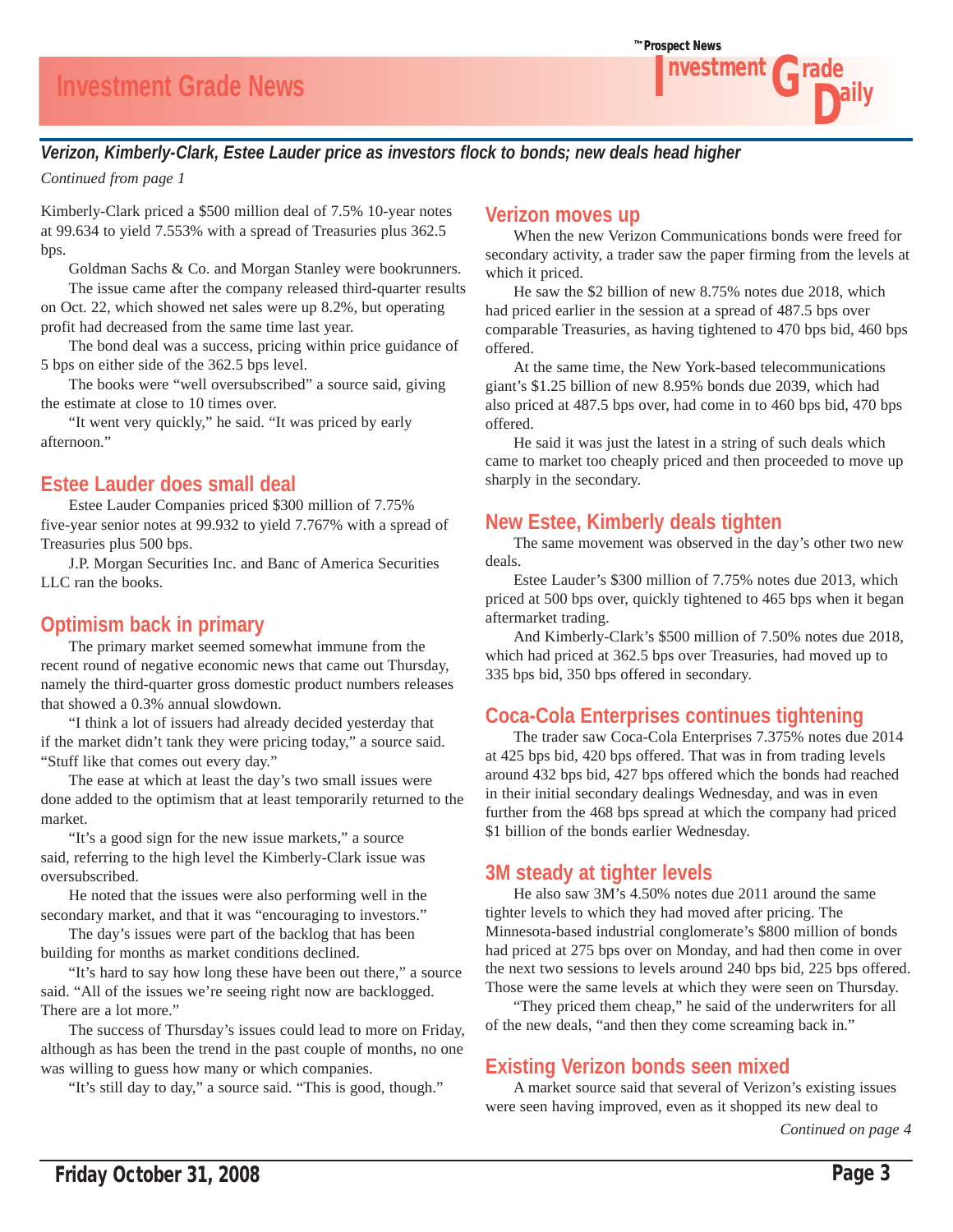## Verizon, Kimberly-Clark, Estee Lauder price as investors flock to bonds; new deals head higher

*Continued from page 1*

Kimberly-Clark priced a $500 million deal of 7.5% 10-year notes at 99.634 to yield 7.553% with a spread of Treasuries plus 362.5 bps.

Goldman Sachs & Co. and Morgan Stanley were bookrunners.

The issue came after the company released third-quarter results on Oct. 22, which showed net sales were up 8.2%, but operating profit had decreased from the same time last year.

The bond deal was a success, pricing within price guidance of 5 bps on either side of the 362.5 bps level.

The books were "well oversubscribed" a source said, giving the estimate at close to 10 times over.

"It went very quickly," he said. "It was priced by early afternoon."

### Estee Lauder does small deal

Estee Lauder Companies priced $300 million of 7.75% five-year senior notes at 99.932 to yield 7.767% with a spread of Treasuries plus 500 bps.

J.P. Morgan Securities Inc. and Banc of America Securities LLC ran the books.

### Optimism back in primary

The primary market seemed somewhat immune from the recent round of negative economic news that came out Thursday, namely the third-quarter gross domestic product numbers releases that showed a 0.3% annual slowdown.

"I think a lot of issuers had already decided yesterday that if the market didn't tank they were pricing today," a source said. "Stuff like that comes out every day."

The ease at which at least the day's two small issues were done added to the optimism that at least temporarily returned to the market.

"It's a good sign for the new issue markets," a source said, referring to the high level the Kimberly-Clark issue was oversubscribed.

He noted that the issues were also performing well in the secondary market, and that it was "encouraging to investors."

The day's issues were part of the backlog that has been building for months as market conditions declined.

"It's hard to say how long these have been out there," a source said. "All of the issues we're seeing right now are backlogged. There are a lot more."

The success of Thursday's issues could lead to more on Friday, although as has been the trend in the past couple of months, no one was willing to guess how many or which companies.

"It's still day to day," a source said. "This is good, though."

### Verizon moves up

When the new Verizon Communications bonds were freed for secondary activity, a trader saw the paper firming from the levels at which it priced.

He saw the $2 billion of new 8.75% notes due 2018, which had priced earlier in the session at a spread of 487.5 bps over comparable Treasuries, as having tightened to 470 bps bid, 460 bps offered.

At the same time, the New York-based telecommunications giant's $1.25 billion of new 8.95% bonds due 2039, which had also priced at 487.5 bps over, had come in to 460 bps bid, 470 bps offered.

He said it was just the latest in a string of such deals which came to market too cheaply priced and then proceeded to move up sharply in the secondary.

### New Estee, Kimberly deals tighten

The same movement was observed in the day's other two new deals.

Estee Lauder's $300 million of 7.75% notes due 2013, which priced at 500 bps over, quickly tightened to 465 bps when it began aftermarket trading.

And Kimberly-Clark's $500 million of 7.50% notes due 2018, which had priced at 362.5 bps over Treasuries, had moved up to 335 bps bid, 350 bps offered in secondary.

### Coca-Cola Enterprises continues tightening

The trader saw Coca-Cola Enterprises 7.375% notes due 2014 at 425 bps bid, 420 bps offered. That was in from trading levels around 432 bps bid, 427 bps offered which the bonds had reached in their initial secondary dealings Wednesday, and was in even further from the 468 bps spread at which the company had priced $1 billion of the bonds earlier Wednesday.

### 3M steady at tighter levels

He also saw 3M's 4.50% notes due 2011 around the same tighter levels to which they had moved after pricing. The Minnesota-based industrial conglomerate's $800 million of bonds had priced at 275 bps over on Monday, and had then come in over the next two sessions to levels around 240 bps bid, 225 bps offered. Those were the same levels at which they were seen on Thursday.

"They priced them cheap," he said of the underwriters for all of the new deals, "and then they come screaming back in."

### Existing Verizon bonds seen mixed

A market source said that several of Verizon's existing issues were seen having improved, even as it shopped its new deal to

*Continued on page 4*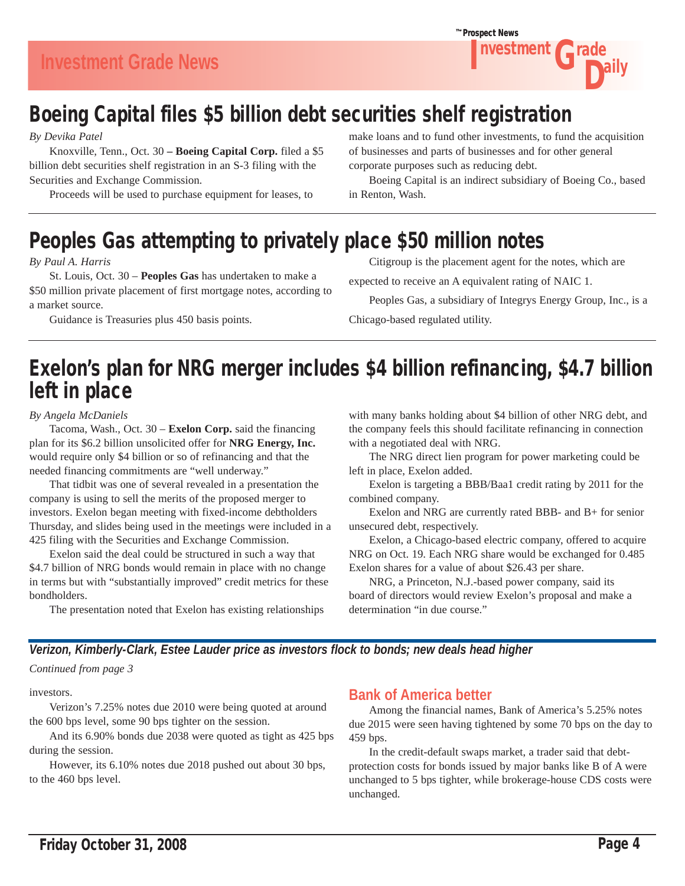# Boeing Capital files $5 billion debt securities shelf registration

*By Devika Patel*

Knoxville, Tenn., Oct. 30 – **Boeing Capital Corp.** filed a $5 billion debt securities shelf registration in an S-3 filing with the Securities and Exchange Commission.

Proceeds will be used to purchase equipment for leases, to make loans and to fund other investments, to fund the acquisition of businesses and parts of businesses and for other general corporate purposes such as reducing debt.

Boeing Capital is an indirect subsidiary of Boeing Co., based in Renton, Wash.

# Peoples Gas attempting to privately place $50 million notes

*By Paul A. Harris*

St. Louis, Oct. 30 – **Peoples Gas** has undertaken to make a $50 million private placement of first mortgage notes, according to a market source.

Guidance is Treasuries plus 450 basis points.

Citigroup is the placement agent for the notes, which are expected to receive an A equivalent rating of NAIC 1.

Peoples Gas, a subsidiary of Integrys Energy Group, Inc., is a Chicago-based regulated utility.

# Exelon's plan for NRG merger includes $4 billion refinancing, $4.7 billion left in place

*By Angela McDaniels*

Tacoma, Wash., Oct. 30 – **Exelon Corp.** said the financing plan for its $6.2 billion unsolicited offer for **NRG Energy, Inc.** would require only $4 billion or so of refinancing and that the needed financing commitments are "well underway."

That tidbit was one of several revealed in a presentation the company is using to sell the merits of the proposed merger to investors. Exelon began meeting with fixed-income debtholders Thursday, and slides being used in the meetings were included in a 425 filing with the Securities and Exchange Commission.

Exelon said the deal could be structured in such a way that $4.7 billion of NRG bonds would remain in place with no change in terms but with "substantially improved" credit metrics for these bondholders.

The presentation noted that Exelon has existing relationships with many banks holding about $4 billion of other NRG debt, and the company feels this should facilitate refinancing in connection with a negotiated deal with NRG.

The NRG direct lien program for power marketing could be left in place, Exelon added.

Exelon is targeting a BBB/Baa1 credit rating by 2011 for the combined company.

Exelon and NRG are currently rated BBB- and B+ for senior unsecured debt, respectively.

Exelon, a Chicago-based electric company, offered to acquire NRG on Oct. 19. Each NRG share would be exchanged for 0.485 Exelon shares for a value of about $26.43 per share.

NRG, a Princeton, N.J.-based power company, said its board of directors would review Exelon's proposal and make a determination "in due course."

***Verizon, Kimberly-Clark, Estee Lauder price as investors flock to bonds; new deals head higher***

*Continued from page 3*

investors.

Verizon's 7.25% notes due 2010 were being quoted at around the 600 bps level, some 90 bps tighter on the session.

And its 6.90% bonds due 2038 were quoted as tight as 425 bps during the session.

However, its 6.10% notes due 2018 pushed out about 30 bps, to the 460 bps level.

## Bank of America better

Among the financial names, Bank of America's 5.25% notes due 2015 were seen having tightened by some 70 bps on the day to 459 bps.

In the credit-default swaps market, a trader said that debt-protection costs for bonds issued by major banks like B of A were unchanged to 5 bps tighter, while brokerage-house CDS costs were unchanged.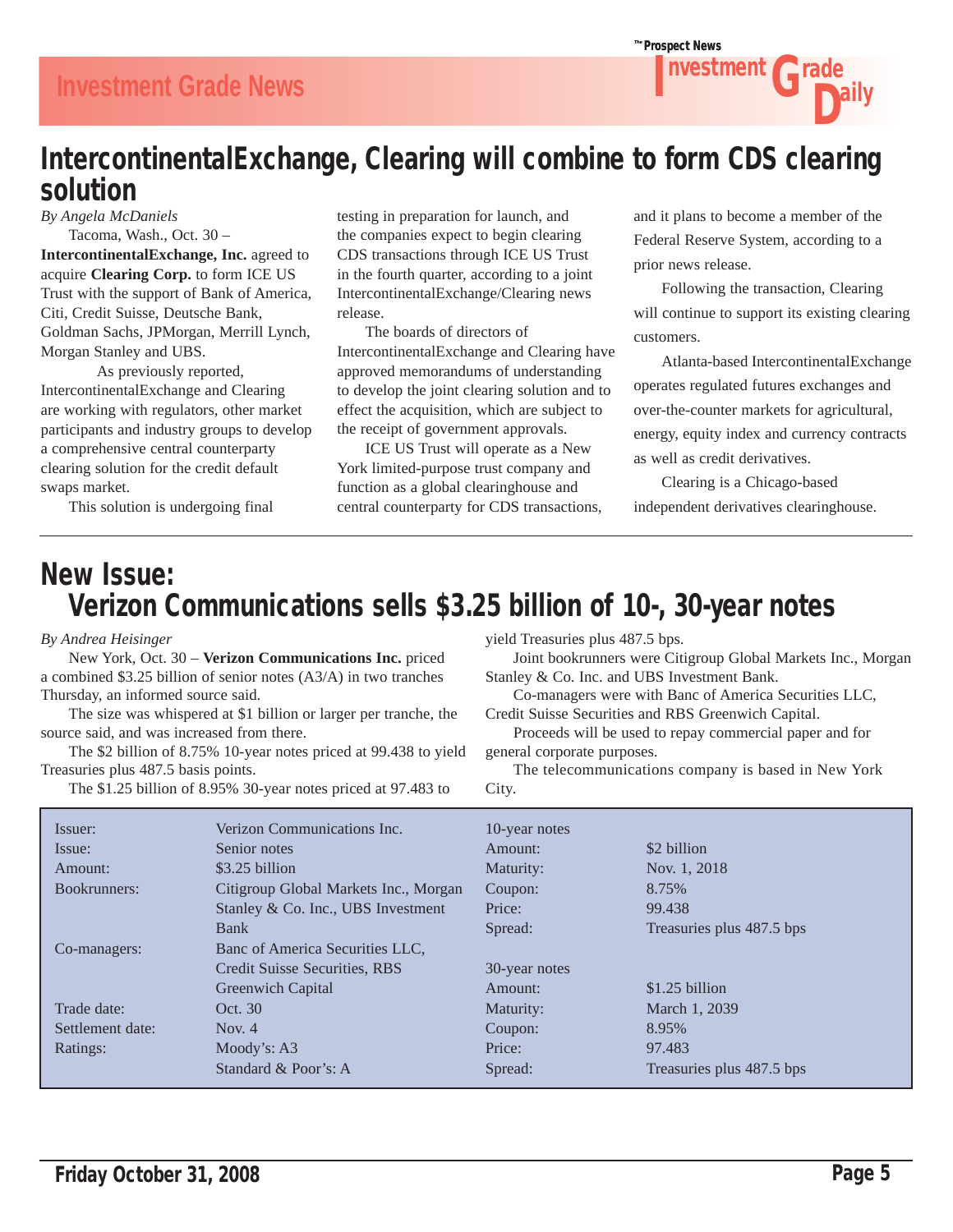## IntercontinentalExchange, Clearing will combine to form CDS clearing solution

*By Angela McDaniels*

Tacoma, Wash., Oct. 30 – **IntercontinentalExchange, Inc.** agreed to acquire **Clearing Corp.** to form ICE US Trust with the support of Bank of America, Citi, Credit Suisse, Deutsche Bank, Goldman Sachs, JPMorgan, Merrill Lynch, Morgan Stanley and UBS.

As previously reported, IntercontinentalExchange and Clearing are working with regulators, other market participants and industry groups to develop a comprehensive central counterparty clearing solution for the credit default swaps market.

This solution is undergoing final testing in preparation for launch, and the companies expect to begin clearing CDS transactions through ICE US Trust in the fourth quarter, according to a joint IntercontinentalExchange/Clearing news release.

The boards of directors of IntercontinentalExchange and Clearing have approved memorandums of understanding to develop the joint clearing solution and to effect the acquisition, which are subject to the receipt of government approvals.

ICE US Trust will operate as a New York limited-purpose trust company and function as a global clearinghouse and central counterparty for CDS transactions, and it plans to become a member of the Federal Reserve System, according to a prior news release.

Following the transaction, Clearing will continue to support its existing clearing customers.

Atlanta-based IntercontinentalExchange operates regulated futures exchanges and over-the-counter markets for agricultural, energy, equity index and currency contracts as well as credit derivatives.

Clearing is a Chicago-based independent derivatives clearinghouse.

---

## New Issue: Verizon Communications sells $3.25 billion of 10-, 30-year notes

*By Andrea Heisinger*

New York, Oct. 30 – **Verizon Communications Inc.** priced a combined $3.25 billion of senior notes (A3/A) in two tranches Thursday, an informed source said.

The size was whispered at $1 billion or larger per tranche, the source said, and was increased from there.

The $2 billion of 8.75% 10-year notes priced at 99.438 to yield Treasuries plus 487.5 basis points.

The $1.25 billion of 8.95% 30-year notes priced at 97.483 to yield Treasuries plus 487.5 bps.

Joint bookrunners were Citigroup Global Markets Inc., Morgan Stanley & Co. Inc. and UBS Investment Bank.

Co-managers were with Banc of America Securities LLC, Credit Suisse Securities and RBS Greenwich Capital.

Proceeds will be used to repay commercial paper and for general corporate purposes.

The telecommunications company is based in New York City.

| | | | |
|---|---|---|---|
| Issuer: | Verizon Communications Inc. | 10-year notes | |
| Issue: | Senior notes | Amount: | $2 billion |
| Amount: | $3.25 billion | Maturity: | Nov. 1, 2018 |
| Bookrunners: | Citigroup Global Markets Inc., Morgan Stanley & Co. Inc., UBS Investment Bank | Coupon: | 8.75% |
| | | Price: | 99.438 |
| | | Spread: | Treasuries plus 487.5 bps |
| Co-managers: | Banc of America Securities LLC, Credit Suisse Securities, RBS Greenwich Capital | | |
| | | 30-year notes | |
| | | Amount: | $1.25 billion |
| Trade date: | Oct. 30 | Maturity: | March 1, 2039 |
| Settlement date: | Nov. 4 | Coupon: | 8.95% |
| Ratings: | Moody's: A3 | Price: | 97.483 |
| | Standard & Poor's: A | Spread: | Treasuries plus 487.5 bps |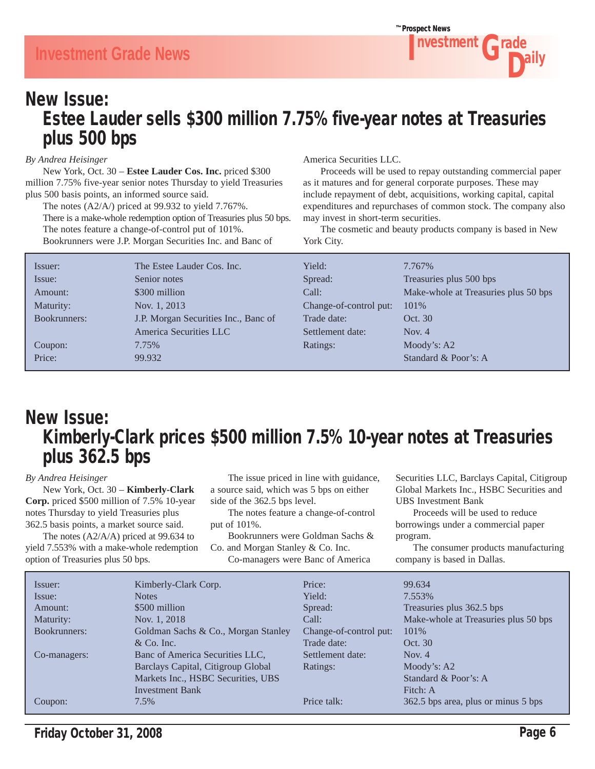## New Issue:
## Estee Lauder sells $300 million 7.75% five-year notes at Treasuries plus 500 bps

*By Andrea Heisinger*

New York, Oct. 30 – **Estee Lauder Cos. Inc.** priced $300 million 7.75% five-year senior notes Thursday to yield Treasuries plus 500 basis points, an informed source said.

The notes (A2/A/) priced at 99.932 to yield 7.767%.

There is a make-whole redemption option of Treasuries plus 50 bps.

The notes feature a change-of-control put of 101%.

Bookrunners were J.P. Morgan Securities Inc. and Banc of America Securities LLC.

Proceeds will be used to repay outstanding commercial paper as it matures and for general corporate purposes. These may include repayment of debt, acquisitions, working capital, capital expenditures and repurchases of common stock. The company also may invest in short-term securities.

The cosmetic and beauty products company is based in New York City.

| | | | |
|---|---|---|---|
| Issuer: | The Estee Lauder Cos. Inc. | Yield: | 7.767% |
| Issue: | Senior notes | Spread: | Treasuries plus 500 bps |
| Amount: | $300 million | Call: | Make-whole at Treasuries plus 50 bps |
| Maturity: | Nov. 1, 2013 | Change-of-control put: | 101% |
| Bookrunners: | J.P. Morgan Securities Inc., Banc of America Securities LLC | Trade date: | Oct. 30 |
| | | Settlement date: | Nov. 4 |
| Coupon: | 7.75% | Ratings: | Moody's: A2 |
| Price: | 99.932 | | Standard & Poor's: A |

## New Issue:
## Kimberly-Clark prices $500 million 7.5% 10-year notes at Treasuries plus 362.5 bps

*By Andrea Heisinger*

New York, Oct. 30 – **Kimberly-Clark Corp.** priced $500 million of 7.5% 10-year notes Thursday to yield Treasuries plus 362.5 basis points, a market source said.

The notes (A2/A/A) priced at 99.634 to yield 7.553% with a make-whole redemption option of Treasuries plus 50 bps.

The issue priced in line with guidance, a source said, which was 5 bps on either side of the 362.5 bps level.

The notes feature a change-of-control put of 101%.

Bookrunners were Goldman Sachs & Co. and Morgan Stanley & Co. Inc.

Co-managers were Banc of America Securities LLC, Barclays Capital, Citigroup Global Markets Inc., HSBC Securities and UBS Investment Bank

Proceeds will be used to reduce borrowings under a commercial paper program.

The consumer products manufacturing company is based in Dallas.

| | | | |
|---|---|---|---|
| Issuer: | Kimberly-Clark Corp. | Price: | 99.634 |
| Issue: | Notes | Yield: | 7.553% |
| Amount: | $500 million | Spread: | Treasuries plus 362.5 bps |
| Maturity: | Nov. 1, 2018 | Call: | Make-whole at Treasuries plus 50 bps |
| Bookrunners: | Goldman Sachs & Co., Morgan Stanley & Co. Inc. | Change-of-control put: | 101% |
| | | Trade date: | Oct. 30 |
| Co-managers: | Banc of America Securities LLC, Barclays Capital, Citigroup Global Markets Inc., HSBC Securities, UBS Investment Bank | Settlement date: | Nov. 4 |
| | | Ratings: | Moody's: A2 |
| | | | Standard & Poor's: A |
| | | | Fitch: A |
| Coupon: | 7.5% | Price talk: | 362.5 bps area, plus or minus 5 bps |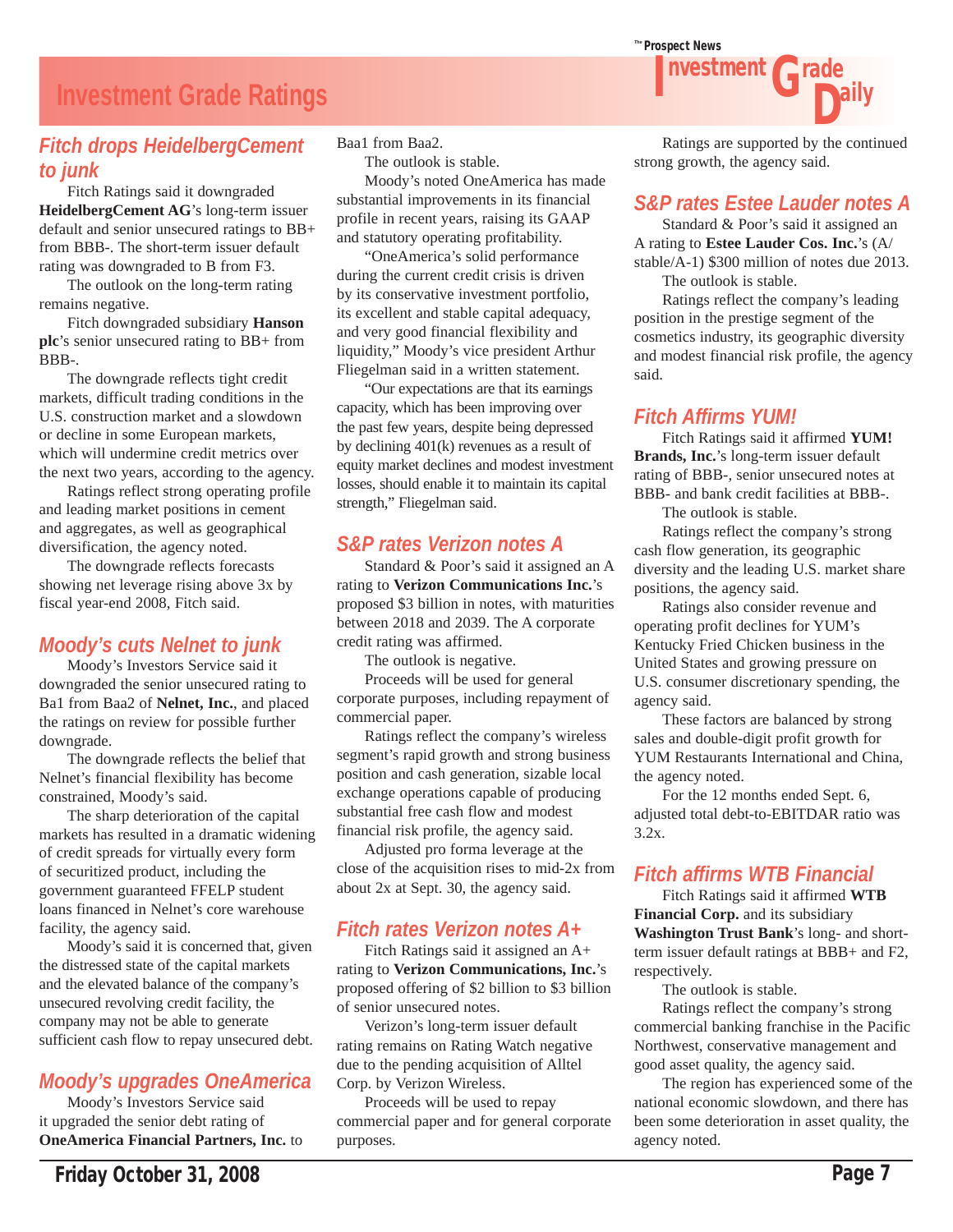# Investment Grade Ratings

## Fitch drops HeidelbergCement to junk

Fitch Ratings said it downgraded **HeidelbergCement AG**'s long-term issuer default and senior unsecured ratings to BB+ from BBB-. The short-term issuer default rating was downgraded to B from F3.

The outlook on the long-term rating remains negative.

Fitch downgraded subsidiary **Hanson plc**'s senior unsecured rating to BB+ from BBB-.

The downgrade reflects tight credit markets, difficult trading conditions in the U.S. construction market and a slowdown or decline in some European markets, which will undermine credit metrics over the next two years, according to the agency.

Ratings reflect strong operating profile and leading market positions in cement and aggregates, as well as geographical diversification, the agency noted.

The downgrade reflects forecasts showing net leverage rising above 3x by fiscal year-end 2008, Fitch said.

## Moody's cuts Nelnet to junk

Moody's Investors Service said it downgraded the senior unsecured rating to Ba1 from Baa2 of **Nelnet, Inc.**, and placed the ratings on review for possible further downgrade.

The downgrade reflects the belief that Nelnet's financial flexibility has become constrained, Moody's said.

The sharp deterioration of the capital markets has resulted in a dramatic widening of credit spreads for virtually every form of securitized product, including the government guaranteed FFELP student loans financed in Nelnet's core warehouse facility, the agency said.

Moody's said it is concerned that, given the distressed state of the capital markets and the elevated balance of the company's unsecured revolving credit facility, the company may not be able to generate sufficient cash flow to repay unsecured debt.

## Moody's upgrades OneAmerica

Moody's Investors Service said it upgraded the senior debt rating of **OneAmerica Financial Partners, Inc.** to Baa1 from Baa2.

The outlook is stable.

Moody's noted OneAmerica has made substantial improvements in its financial profile in recent years, raising its GAAP and statutory operating profitability.

"OneAmerica's solid performance during the current credit crisis is driven by its conservative investment portfolio, its excellent and stable capital adequacy, and very good financial flexibility and liquidity," Moody's vice president Arthur Fliegelman said in a written statement.

"Our expectations are that its earnings capacity, which has been improving over the past few years, despite being depressed by declining 401(k) revenues as a result of equity market declines and modest investment losses, should enable it to maintain its capital strength," Fliegelman said.

## S&P rates Verizon notes A

Standard & Poor's said it assigned an A rating to **Verizon Communications Inc.**'s proposed $3 billion in notes, with maturities between 2018 and 2039. The A corporate credit rating was affirmed.

The outlook is negative.

Proceeds will be used for general corporate purposes, including repayment of commercial paper.

Ratings reflect the company's wireless segment's rapid growth and strong business position and cash generation, sizable local exchange operations capable of producing substantial free cash flow and modest financial risk profile, the agency said.

Adjusted pro forma leverage at the close of the acquisition rises to mid-2x from about 2x at Sept. 30, the agency said.

## Fitch rates Verizon notes A+

Fitch Ratings said it assigned an A+ rating to **Verizon Communications, Inc.**'s proposed offering of $2 billion to $3 billion of senior unsecured notes.

Verizon's long-term issuer default rating remains on Rating Watch negative due to the pending acquisition of Alltel Corp. by Verizon Wireless.

Proceeds will be used to repay commercial paper and for general corporate purposes.

Ratings are supported by the continued strong growth, the agency said.

## S&P rates Estee Lauder notes A

Standard & Poor's said it assigned an A rating to **Estee Lauder Cos. Inc.**'s (A/stable/A-1) $300 million of notes due 2013.

The outlook is stable.

Ratings reflect the company's leading position in the prestige segment of the cosmetics industry, its geographic diversity and modest financial risk profile, the agency said.

## Fitch Affirms YUM!

Fitch Ratings said it affirmed **YUM! Brands, Inc.**'s long-term issuer default rating of BBB-, senior unsecured notes at BBB- and bank credit facilities at BBB-.

The outlook is stable.

Ratings reflect the company's strong cash flow generation, its geographic diversity and the leading U.S. market share positions, the agency said.

Ratings also consider revenue and operating profit declines for YUM's Kentucky Fried Chicken business in the United States and growing pressure on U.S. consumer discretionary spending, the agency said.

These factors are balanced by strong sales and double-digit profit growth for YUM Restaurants International and China, the agency noted.

For the 12 months ended Sept. 6, adjusted total debt-to-EBITDAR ratio was 3.2x.

## Fitch affirms WTB Financial

Fitch Ratings said it affirmed **WTB Financial Corp.** and its subsidiary **Washington Trust Bank**'s long- and short-term issuer default ratings at BBB+ and F2, respectively.

The outlook is stable.

Ratings reflect the company's strong commercial banking franchise in the Pacific Northwest, conservative management and good asset quality, the agency said.

The region has experienced some of the national economic slowdown, and there has been some deterioration in asset quality, the agency noted.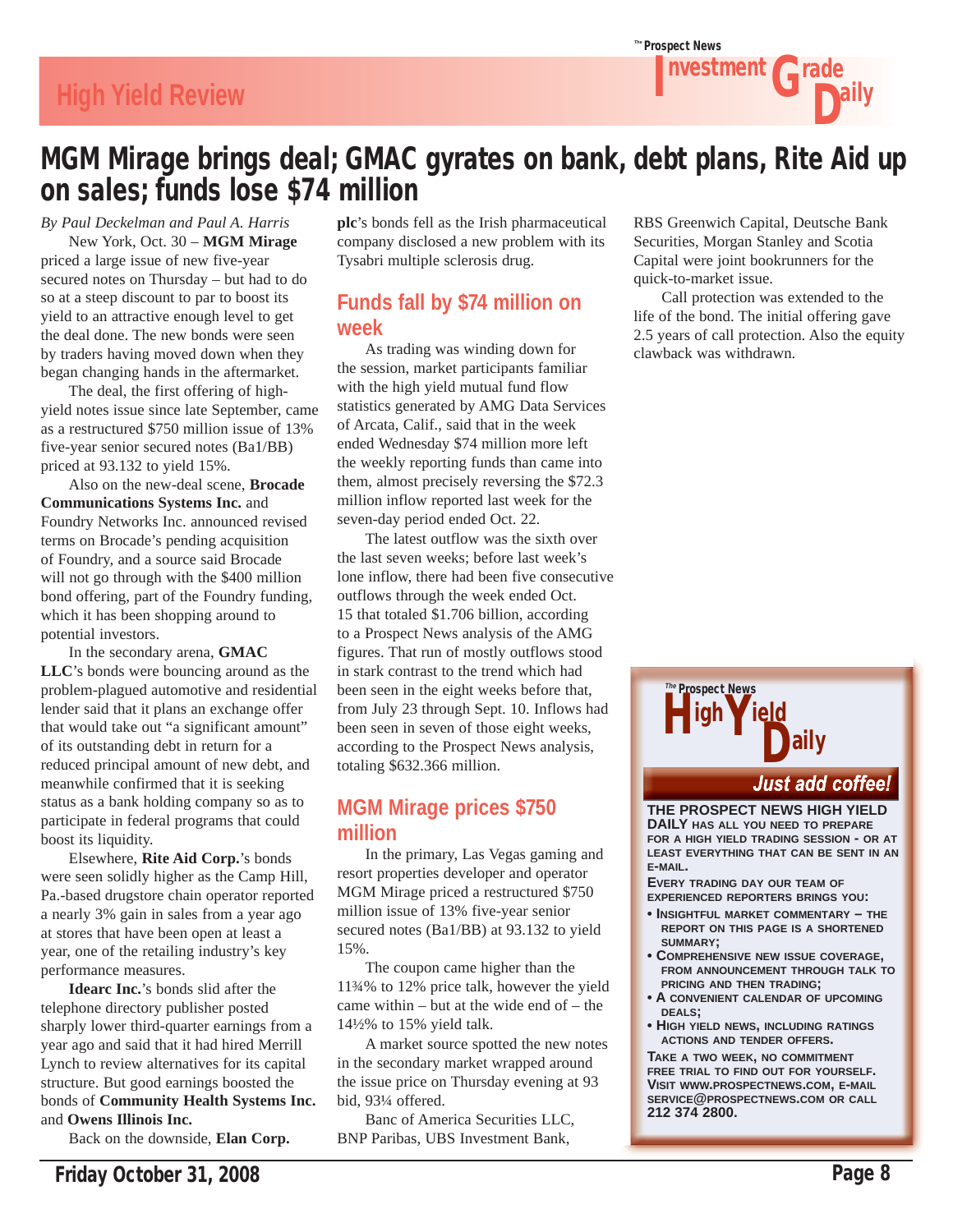# MGM Mirage brings deal; GMAC gyrates on bank, debt plans, Rite Aid up on sales; funds lose $74 million

*By Paul Deckelman and Paul A. Harris*

New York, Oct. 30 – **MGM Mirage** priced a large issue of new five-year secured notes on Thursday – but had to do so at a steep discount to par to boost its yield to an attractive enough level to get the deal done. The new bonds were seen by traders having moved down when they began changing hands in the aftermarket.

The deal, the first offering of high-yield notes issue since late September, came as a restructured $750 million issue of 13% five-year senior secured notes (Ba1/BB) priced at 93.132 to yield 15%.

Also on the new-deal scene, **Brocade Communications Systems Inc.** and Foundry Networks Inc. announced revised terms on Brocade's pending acquisition of Foundry, and a source said Brocade will not go through with the $400 million bond offering, part of the Foundry funding, which it has been shopping around to potential investors.

In the secondary arena, **GMAC LLC**'s bonds were bouncing around as the problem-plagued automotive and residential lender said that it plans an exchange offer that would take out "a significant amount" of its outstanding debt in return for a reduced principal amount of new debt, and meanwhile confirmed that it is seeking status as a bank holding company so as to participate in federal programs that could boost its liquidity.

Elsewhere, **Rite Aid Corp.**'s bonds were seen solidly higher as the Camp Hill, Pa.-based drugstore chain operator reported a nearly 3% gain in sales from a year ago at stores that have been open at least a year, one of the retailing industry's key performance measures.

**Idearc Inc.**'s bonds slid after the telephone directory publisher posted sharply lower third-quarter earnings from a year ago and said that it had hired Merrill Lynch to review alternatives for its capital structure. But good earnings boosted the bonds of **Community Health Systems Inc.** and **Owens Illinois Inc.**

Back on the downside, **Elan Corp. plc**'s bonds fell as the Irish pharmaceutical company disclosed a new problem with its Tysabri multiple sclerosis drug.

## Funds fall by $74 million on week

As trading was winding down for the session, market participants familiar with the high yield mutual fund flow statistics generated by AMG Data Services of Arcata, Calif., said that in the week ended Wednesday $74 million more left the weekly reporting funds than came into them, almost precisely reversing the $72.3 million inflow reported last week for the seven-day period ended Oct. 22.

The latest outflow was the sixth over the last seven weeks; before last week's lone inflow, there had been five consecutive outflows through the week ended Oct. 15 that totaled $1.706 billion, according to a Prospect News analysis of the AMG figures. That run of mostly outflows stood in stark contrast to the trend which had been seen in the eight weeks before that, from July 23 through Sept. 10. Inflows had been seen in seven of those eight weeks, according to the Prospect News analysis, totaling $632.366 million.

## MGM Mirage prices $750 million

In the primary, Las Vegas gaming and resort properties developer and operator MGM Mirage priced a restructured $750 million issue of 13% five-year senior secured notes (Ba1/BB) at 93.132 to yield 15%.

The coupon came higher than the 11¾% to 12% price talk, however the yield came within – but at the wide end of – the 14½% to 15% yield talk.

A market source spotted the new notes in the secondary market wrapped around the issue price on Thursday evening at 93 bid, 93¼ offered.

Banc of America Securities LLC, BNP Paribas, UBS Investment Bank, RBS Greenwich Capital, Deutsche Bank Securities, Morgan Stanley and Scotia Capital were joint bookrunners for the quick-to-market issue.

Call protection was extended to the life of the bond. The initial offering gave 2.5 years of call protection. Also the equity clawback was withdrawn.

---

**The Prospect News High Yield Daily**

*Just add coffee!*

**THE PROSPECT NEWS HIGH YIELD DAILY** HAS ALL YOU NEED TO PREPARE FOR A HIGH YIELD TRADING SESSION - OR AT LEAST EVERYTHING THAT CAN BE SENT IN AN E-MAIL.

EVERY TRADING DAY OUR TEAM OF EXPERIENCED REPORTERS BRINGS YOU:

- INSIGHTFUL MARKET COMMENTARY – THE REPORT ON THIS PAGE IS A SHORTENED SUMMARY;
- COMPREHENSIVE NEW ISSUE COVERAGE, FROM ANNOUNCEMENT THROUGH TALK TO PRICING AND THEN TRADING;
- A CONVENIENT CALENDAR OF UPCOMING DEALS;
- HIGH YIELD NEWS, INCLUDING RATINGS ACTIONS AND TENDER OFFERS.

TAKE A TWO WEEK, NO COMMITMENT FREE TRIAL TO FIND OUT FOR YOURSELF. VISIT WWW.PROSPECTNEWS.COM, E-MAIL SERVICE@PROSPECTNEWS.COM OR CALL **212 374 2800.**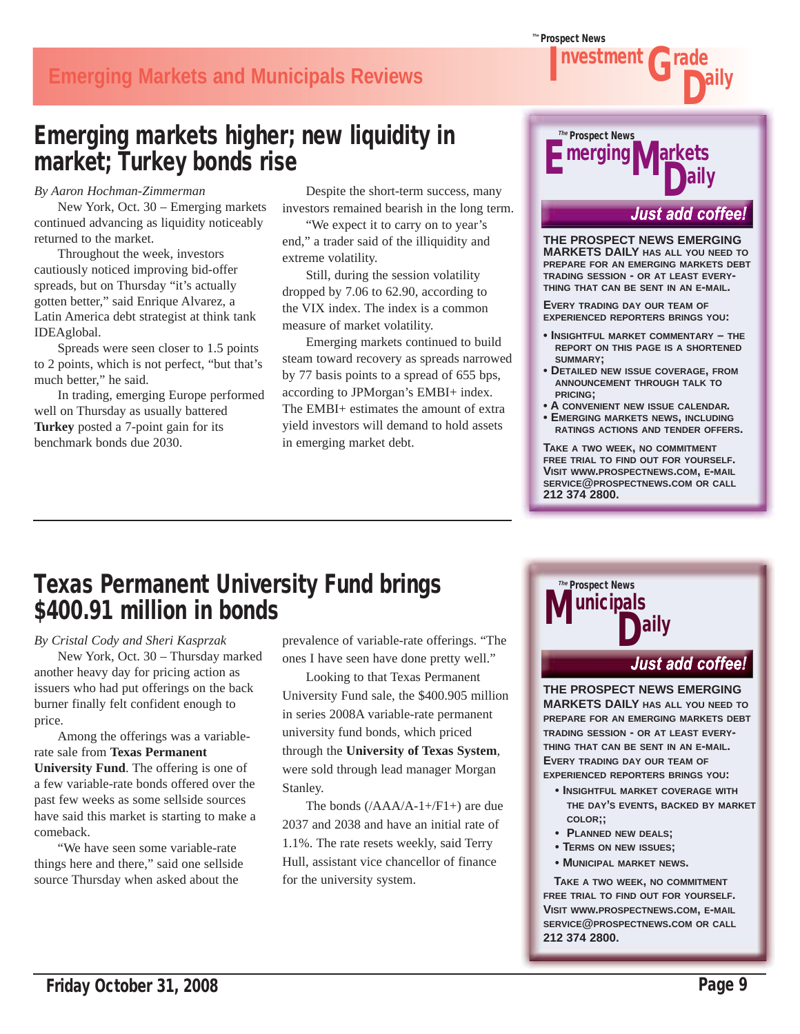# Emerging markets higher; new liquidity in market; Turkey bonds rise

*By Aaron Hochman-Zimmerman*

New York, Oct. 30 – Emerging markets continued advancing as liquidity noticeably returned to the market.

Throughout the week, investors cautiously noticed improving bid-offer spreads, but on Thursday "it's actually gotten better," said Enrique Alvarez, a Latin America debt strategist at think tank IDEAglobal.

Spreads were seen closer to 1.5 points to 2 points, which is not perfect, "but that's much better," he said.

In trading, emerging Europe performed well on Thursday as usually battered **Turkey** posted a 7-point gain for its benchmark bonds due 2030.

Despite the short-term success, many investors remained bearish in the long term.

"We expect it to carry on to year's end," a trader said of the illiquidity and extreme volatility.

Still, during the session volatility dropped by 7.06 to 62.90, according to the VIX index. The index is a common measure of market volatility.

Emerging markets continued to build steam toward recovery as spreads narrowed by 77 basis points to a spread of 655 bps, according to JPMorgan's EMBI+ index. The EMBI+ estimates the amount of extra yield investors will demand to hold assets in emerging market debt.

---

**The Prospect News Emerging Markets Daily**

**Just add coffee!**

**THE PROSPECT NEWS EMERGING MARKETS DAILY** HAS ALL YOU NEED TO PREPARE FOR AN EMERGING MARKETS DEBT TRADING SESSION - OR AT LEAST EVERYTHING THAT CAN BE SENT IN AN E-MAIL.

EVERY TRADING DAY OUR TEAM OF EXPERIENCED REPORTERS BRINGS YOU:

- INSIGHTFUL MARKET COMMENTARY – THE REPORT ON THIS PAGE IS A SHORTENED SUMMARY;
- DETAILED NEW ISSUE COVERAGE, FROM ANNOUNCEMENT THROUGH TALK TO PRICING;
- A CONVENIENT NEW ISSUE CALENDAR.
- EMERGING MARKETS NEWS, INCLUDING RATINGS ACTIONS AND TENDER OFFERS.

TAKE A TWO WEEK, NO COMMITMENT FREE TRIAL TO FIND OUT FOR YOURSELF. VISIT WWW.PROSPECTNEWS.COM, E-MAIL SERVICE@PROSPECTNEWS.COM OR CALL **212 374 2800.**

---

# Texas Permanent University Fund brings $400.91 million in bonds

*By Cristal Cody and Sheri Kasprzak*

New York, Oct. 30 – Thursday marked another heavy day for pricing action as issuers who had put offerings on the back burner finally felt confident enough to price.

Among the offerings was a variable-rate sale from **Texas Permanent University Fund**. The offering is one of a few variable-rate bonds offered over the past few weeks as some sellside sources have said this market is starting to make a comeback.

"We have seen some variable-rate things here and there," said one sellside source Thursday when asked about the prevalence of variable-rate offerings. "The ones I have seen have done pretty well."

Looking to that Texas Permanent University Fund sale, the $400.905 million in series 2008A variable-rate permanent university fund bonds, which priced through the **University of Texas System**, were sold through lead manager Morgan Stanley.

The bonds (/AAA/A-1+/F1+) are due 2037 and 2038 and have an initial rate of 1.1%. The rate resets weekly, said Terry Hull, assistant vice chancellor of finance for the university system.

---

**The Prospect News Municipals Daily**

**Just add coffee!**

**THE PROSPECT NEWS EMERGING MARKETS DAILY** HAS ALL YOU NEED TO PREPARE FOR AN EMERGING MARKETS DEBT TRADING SESSION - OR AT LEAST EVERYTHING THAT CAN BE SENT IN AN E-MAIL.

EVERY TRADING DAY OUR TEAM OF EXPERIENCED REPORTERS BRINGS YOU:

- INSIGHTFUL MARKET COVERAGE WITH THE DAY'S EVENTS, BACKED BY MARKET COLOR;;
- PLANNED NEW DEALS;
- TERMS ON NEW ISSUES;
- MUNICIPAL MARKET NEWS.

TAKE A TWO WEEK, NO COMMITMENT FREE TRIAL TO FIND OUT FOR YOURSELF. VISIT WWW.PROSPECTNEWS.COM, E-MAIL SERVICE@PROSPECTNEWS.COM OR CALL **212 374 2800.**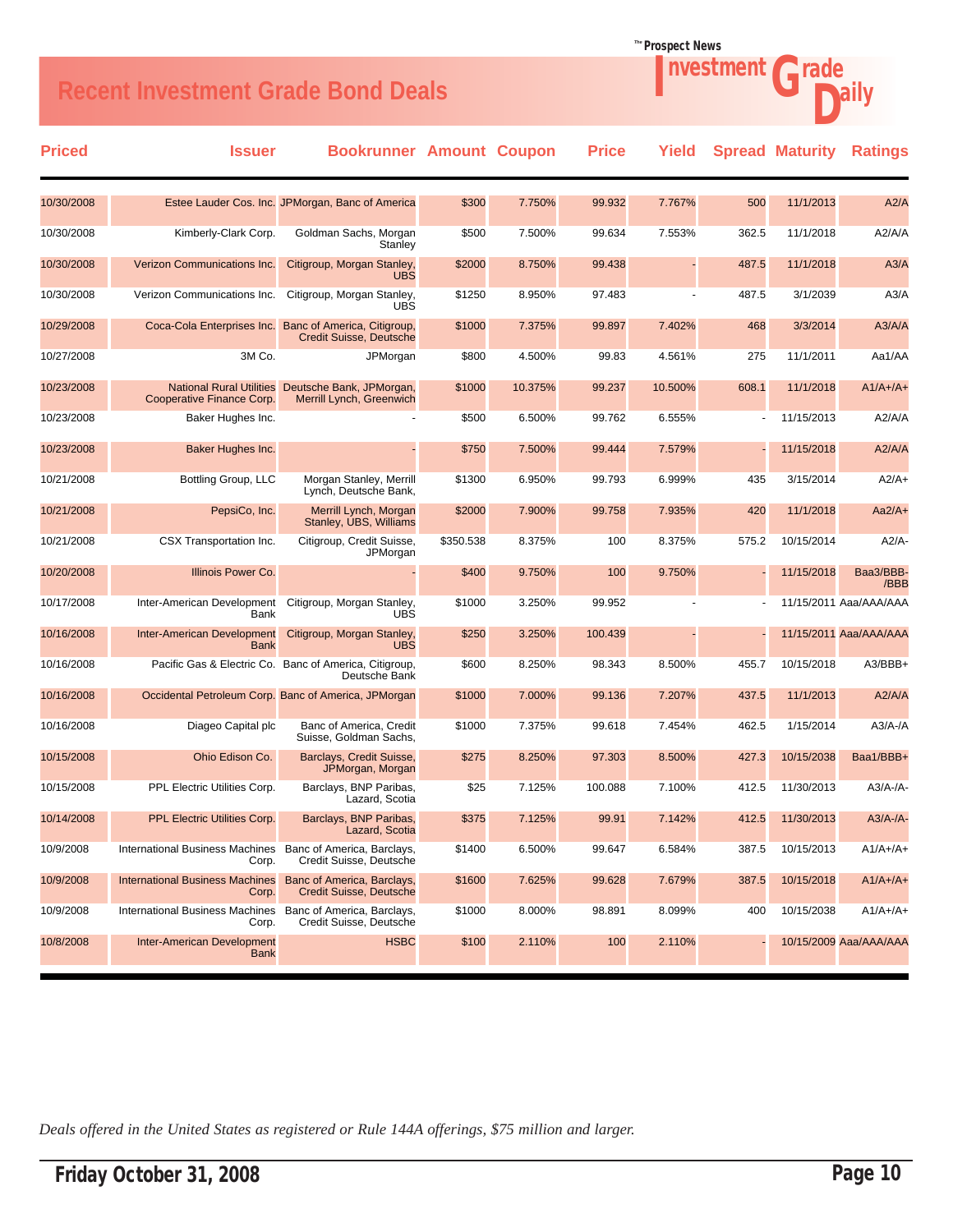# Recent Investment Grade Bond Deals

| Priced | Issuer | Bookrunner | Amount | Coupon | Price | Yield | Spread | Maturity | Ratings |
|---|---|---|---|---|---|---|---|---|---|
| 10/30/2008 | Estee Lauder Cos. Inc. | JPMorgan, Banc of America | $300 | 7.750% | 99.932 | 7.767% | 500 | 11/1/2013 | A2/A |
| 10/30/2008 | Kimberly-Clark Corp. | Goldman Sachs, Morgan Stanley | $500 | 7.500% | 99.634 | 7.553% | 362.5 | 11/1/2018 | A2/A/A |
| 10/30/2008 | Verizon Communications Inc. | Citigroup, Morgan Stanley, UBS | $2000 | 8.750% | 99.438 | - | 487.5 | 11/1/2018 | A3/A |
| 10/30/2008 | Verizon Communications Inc. | Citigroup, Morgan Stanley, UBS | $1250 | 8.950% | 97.483 | - | 487.5 | 3/1/2039 | A3/A |
| 10/29/2008 | Coca-Cola Enterprises Inc. | Banc of America, Citigroup, Credit Suisse, Deutsche | $1000 | 7.375% | 99.897 | 7.402% | 468 | 3/3/2014 | A3/A/A |
| 10/27/2008 | 3M Co. | JPMorgan | $800 | 4.500% | 99.83 | 4.561% | 275 | 11/1/2011 | Aa1/AA |
| 10/23/2008 | National Rural Utilities Cooperative Finance Corp. | Deutsche Bank, JPMorgan, Merrill Lynch, Greenwich | $1000 | 10.375% | 99.237 | 10.500% | 608.1 | 11/1/2018 | A1/A+/A+ |
| 10/23/2008 | Baker Hughes Inc. | - | $500 | 6.500% | 99.762 | 6.555% | - | 11/15/2013 | A2/A/A |
| 10/23/2008 | Baker Hughes Inc. | - | $750 | 7.500% | 99.444 | 7.579% | - | 11/15/2018 | A2/A/A |
| 10/21/2008 | Bottling Group, LLC | Morgan Stanley, Merrill Lynch, Deutsche Bank, | $1300 | 6.950% | 99.793 | 6.999% | 435 | 3/15/2014 | A2/A+ |
| 10/21/2008 | PepsiCo, Inc. | Merrill Lynch, Morgan Stanley, UBS, Williams | $2000 | 7.900% | 99.758 | 7.935% | 420 | 11/1/2018 | Aa2/A+ |
| 10/21/2008 | CSX Transportation Inc. | Citigroup, Credit Suisse, JPMorgan | $350.538 | 8.375% | 100 | 8.375% | 575.2 | 10/15/2014 | A2/A- |
| 10/20/2008 | Illinois Power Co. | - | $400 | 9.750% | 100 | 9.750% | - | 11/15/2018 | Baa3/BBB-/BBB |
| 10/17/2008 | Inter-American Development Bank | Citigroup, Morgan Stanley, UBS | $1000 | 3.250% | 99.952 | - | - | 11/15/2011 | Aaa/AAA/AAA |
| 10/16/2008 | Inter-American Development Bank | Citigroup, Morgan Stanley, UBS | $250 | 3.250% | 100.439 | - | - | 11/15/2011 | Aaa/AAA/AAA |
| 10/16/2008 | Pacific Gas & Electric Co. | Banc of America, Citigroup, Deutsche Bank | $600 | 8.250% | 98.343 | 8.500% | 455.7 | 10/15/2018 | A3/BBB+ |
| 10/16/2008 | Occidental Petroleum Corp. | Banc of America, JPMorgan | $1000 | 7.000% | 99.136 | 7.207% | 437.5 | 11/1/2013 | A2/A/A |
| 10/16/2008 | Diageo Capital plc | Banc of America, Credit Suisse, Goldman Sachs, | $1000 | 7.375% | 99.618 | 7.454% | 462.5 | 1/15/2014 | A3/A-/A |
| 10/15/2008 | Ohio Edison Co. | Barclays, Credit Suisse, JPMorgan, Morgan | $275 | 8.250% | 97.303 | 8.500% | 427.3 | 10/15/2038 | Baa1/BBB+ |
| 10/15/2008 | PPL Electric Utilities Corp. | Barclays, BNP Paribas, Lazard, Scotia | $25 | 7.125% | 100.088 | 7.100% | 412.5 | 11/30/2013 | A3/A-/A- |
| 10/14/2008 | PPL Electric Utilities Corp. | Barclays, BNP Paribas, Lazard, Scotia | $375 | 7.125% | 99.91 | 7.142% | 412.5 | 11/30/2013 | A3/A-/A- |
| 10/9/2008 | International Business Machines Corp. | Banc of America, Barclays, Credit Suisse, Deutsche | $1400 | 6.500% | 99.647 | 6.584% | 387.5 | 10/15/2013 | A1/A+/A+ |
| 10/9/2008 | International Business Machines Corp. | Banc of America, Barclays, Credit Suisse, Deutsche | $1600 | 7.625% | 99.628 | 7.679% | 387.5 | 10/15/2018 | A1/A+/A+ |
| 10/9/2008 | International Business Machines Corp. | Banc of America, Barclays, Credit Suisse, Deutsche | $1000 | 8.000% | 98.891 | 8.099% | 400 | 10/15/2038 | A1/A+/A+ |
| 10/8/2008 | Inter-American Development Bank | HSBC | $100 | 2.110% | 100 | 2.110% | - | 10/15/2009 | Aaa/AAA/AAA |

*Deals offered in the United States as registered or Rule 144A offerings, $75 million and larger.*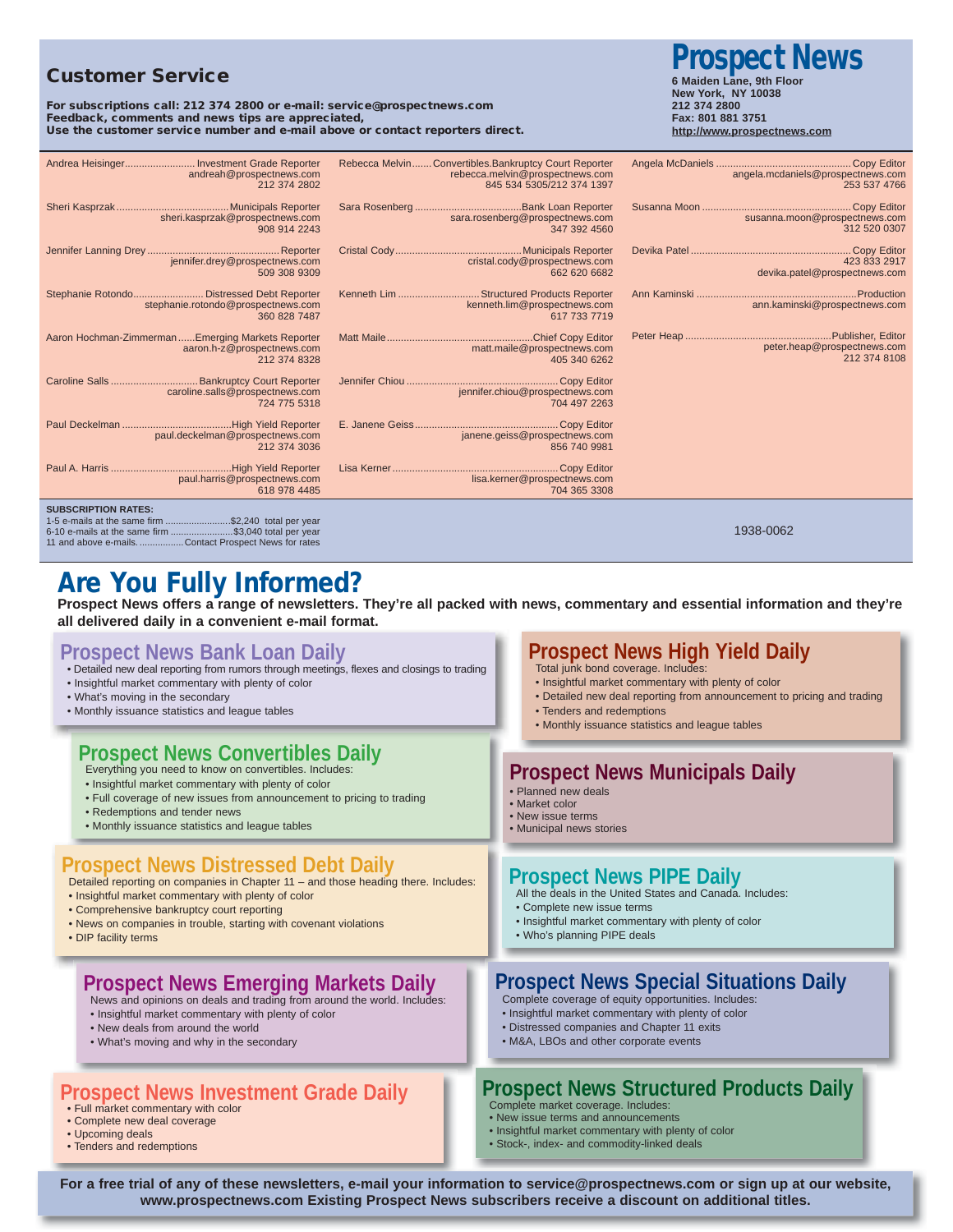## Customer Service

**For subscriptions call: 212 374 2800 or e-mail: service@prospectnews.com**
**Feedback, comments and news tips are appreciated,**
**Use the customer service number and e-mail above or contact reporters direct.**

# Prospect News

**6 Maiden Lane, 9th Floor**
**New York, NY 10038**
**212 374 2800**
**Fax: 801 881 3751**
**http://www.prospectnews.com**

Andrea Heisinger......................... Investment Grade Reporter
andreah@prospectnews.com
212 374 2802

Sheri Kasprzak........................................Municipals Reporter
sheri.kasprzak@prospectnews.com
908 914 2243

Jennifer Lanning Drey ...............................................Reporter
jennifer.drey@prospectnews.com
509 308 9309

Stephanie Rotondo......................... Distressed Debt Reporter
stephanie.rotondo@prospectnews.com
360 828 7487

Aaron Hochman-Zimmerman ......Emerging Markets Reporter
aaron.h-z@prospectnews.com
212 374 8328

Caroline Salls ...............................Bankruptcy Court Reporter
caroline.salls@prospectnews.com
724 775 5318

Paul Deckelman .......................................High Yield Reporter
paul.deckelman@prospectnews.com
212 374 3036

Paul A. Harris ...........................................High Yield Reporter
paul.harris@prospectnews.com
618 978 4485

Rebecca Melvin.......Convertibles.Bankruptcy Court Reporter
rebecca.melvin@prospectnews.com
845 534 5305/212 374 1397

Sara Rosenberg .....................................Bank Loan Reporter
sara.rosenberg@prospectnews.com
347 392 4560

Cristal Cody.............................................Municipals Reporter
cristal.cody@prospectnews.com
662 620 6682

Kenneth Lim ............................Structured Products Reporter
kenneth.lim@prospectnews.com
617 733 7719

Matt Maile....................................................Chief Copy Editor
matt.maile@prospectnews.com
405 340 6262

Jennifer Chiou ......................................................Copy Editor
jennifer.chiou@prospectnews.com
704 497 2263

E. Janene Geiss...................................................Copy Editor
janene.geiss@prospectnews.com
856 740 9981

Lisa Kerner...........................................................Copy Editor
lisa.kerner@prospectnews.com
704 365 3308

Angela McDaniels ................................................Copy Editor
angela.mcdaniels@prospectnews.com
253 537 4766

Susanna Moon .....................................................Copy Editor
susanna.moon@prospectnews.com
312 520 0307

Devika Patel .........................................................Copy Editor
423 833 2917
devika.patel@prospectnews.com

Ann Kaminski .........................................................Production
ann.kaminski@prospectnews.com

Peter Heap ....................................................Publisher, Editor
peter.heap@prospectnews.com
212 374 8108

**SUBSCRIPTION RATES:**
1-5 e-mails at the same firm ........................$2,240 total per year
6-10 e-mails at the same firm .......................$3,040 total per year
11 and above e-mails. .................Contact Prospect News for rates

1938-0062

# Are You Fully Informed?

**Prospect News offers a range of newsletters. They're all packed with news, commentary and essential information and they're all delivered daily in a convenient e-mail format.**

## Prospect News Bank Loan Daily

- Detailed new deal reporting from rumors through meetings, flexes and closings to trading
- Insightful market commentary with plenty of color
- What's moving in the secondary
- Monthly issuance statistics and league tables

## Prospect News Convertibles Daily

Everything you need to know on convertibles. Includes:

- Insightful market commentary with plenty of color
- Full coverage of new issues from announcement to pricing to trading
- Redemptions and tender news
- Monthly issuance statistics and league tables

## Prospect News Distressed Debt Daily

Detailed reporting on companies in Chapter 11 – and those heading there. Includes:

- Insightful market commentary with plenty of color
- Comprehensive bankruptcy court reporting
- News on companies in trouble, starting with covenant violations
- DIP facility terms

## Prospect News Emerging Markets Daily

News and opinions on deals and trading from around the world. Includes:

- Insightful market commentary with plenty of color
- New deals from around the world
- What's moving and why in the secondary

## Prospect News Investment Grade Daily

- Full market commentary with color
- Complete new deal coverage
- Upcoming deals
- Tenders and redemptions

## Prospect News High Yield Daily

Total junk bond coverage. Includes:

- Insightful market commentary with plenty of color
- Detailed new deal reporting from announcement to pricing and trading
- Tenders and redemptions
- Monthly issuance statistics and league tables

## Prospect News Municipals Daily

- Planned new deals
- Market color
- New issue terms
- Municipal news stories

## Prospect News PIPE Daily

All the deals in the United States and Canada. Includes:

- Complete new issue terms
- Insightful market commentary with plenty of color
- Who's planning PIPE deals

## Prospect News Special Situations Daily

Complete coverage of equity opportunities. Includes:

- Insightful market commentary with plenty of color
- Distressed companies and Chapter 11 exits
- M&A, LBOs and other corporate events

## Prospect News Structured Products Daily

Complete market coverage. Includes:

- New issue terms and announcements
- Insightful market commentary with plenty of color
- Stock-, index- and commodity-linked deals

**For a free trial of any of these newsletters, e-mail your information to service@prospectnews.com or sign up at our website, www.prospectnews.com Existing Prospect News subscribers receive a discount on additional titles.**